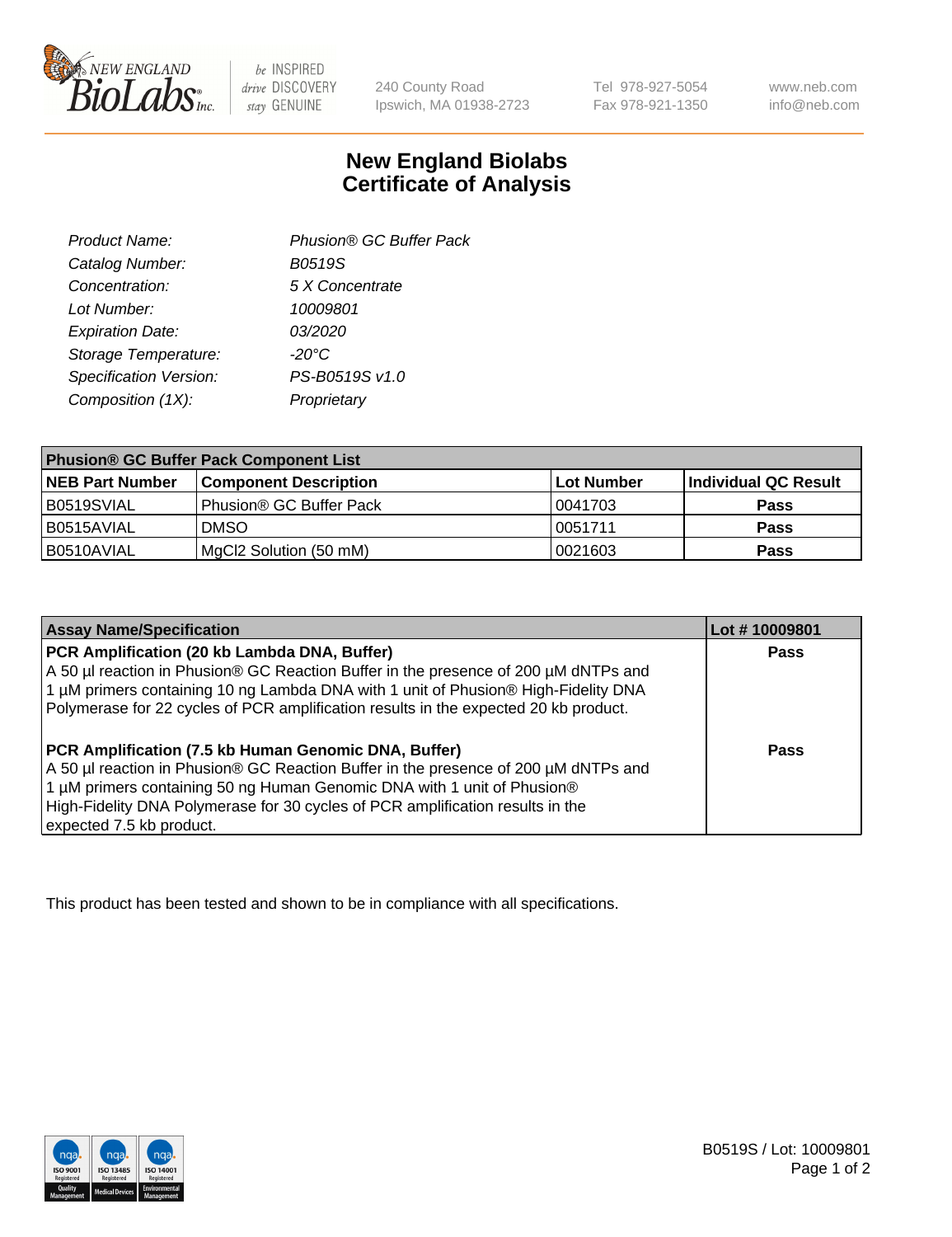NEW ENGLAND BioLabs Inc. — be INSPIRED drive DISCOVERY stay GENUINE

240 County Road
Ipswich, MA 01938-2723

Tel 978-927-5054
Fax 978-921-1350

www.neb.com
info@neb.com

# New England Biolabs
# Certificate of Analysis

| | |
|---|---|
| *Product Name:* | *Phusion® GC Buffer Pack* |
| *Catalog Number:* | *B0519S* |
| *Concentration:* | *5 X Concentrate* |
| *Lot Number:* | *10009801* |
| *Expiration Date:* | *03/2020* |
| *Storage Temperature:* | *-20°C* |
| *Specification Version:* | *PS-B0519S v1.0* |
| *Composition (1X):* | *Proprietary* |

| **Phusion® GC Buffer Pack Component List** | | | |
|---|---|---|---|
| **NEB Part Number** | **Component Description** | **Lot Number** | **Individual QC Result** |
| B0519SVIAL | Phusion® GC Buffer Pack | 0041703 | **Pass** |
| B0515AVIAL | DMSO | 0051711 | **Pass** |
| B0510AVIAL | MgCl2 Solution (50 mM) | 0021603 | **Pass** |

| **Assay Name/Specification** | **Lot # 10009801** |
|---|---|
| **PCR Amplification (20 kb Lambda DNA, Buffer)** A 50 µl reaction in Phusion® GC Reaction Buffer in the presence of 200 µM dNTPs and 1 µM primers containing 10 ng Lambda DNA with 1 unit of Phusion® High-Fidelity DNA Polymerase for 22 cycles of PCR amplification results in the expected 20 kb product. | **Pass** |
| **PCR Amplification (7.5 kb Human Genomic DNA, Buffer)** A 50 µl reaction in Phusion® GC Reaction Buffer in the presence of 200 µM dNTPs and 1 µM primers containing 50 ng Human Genomic DNA with 1 unit of Phusion® High-Fidelity DNA Polymerase for 30 cycles of PCR amplification results in the expected 7.5 kb product. | **Pass** |

This product has been tested and shown to be in compliance with all specifications.

B0519S / Lot: 10009801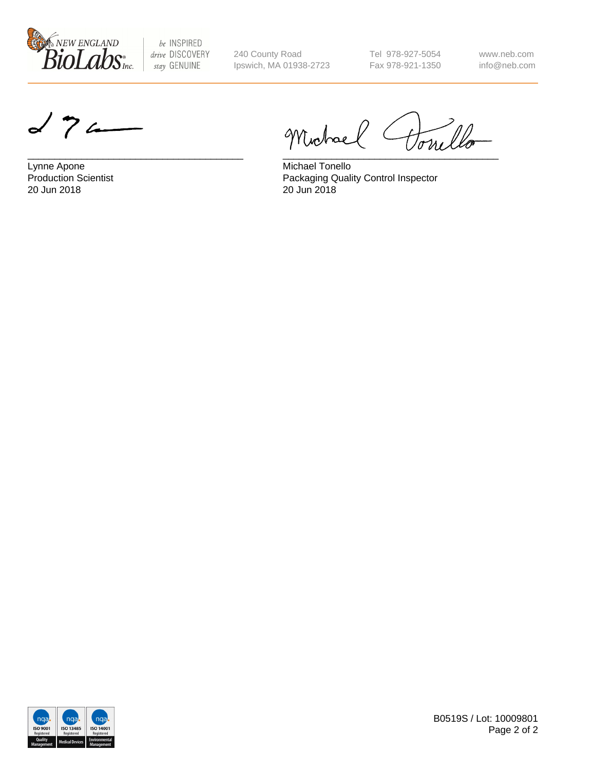Lynne Apone
Production Scientist
20 Jun 2018

Michael Tonello
Packaging Quality Control Inspector
20 Jun 2018

B0519S / Lot: 10009801